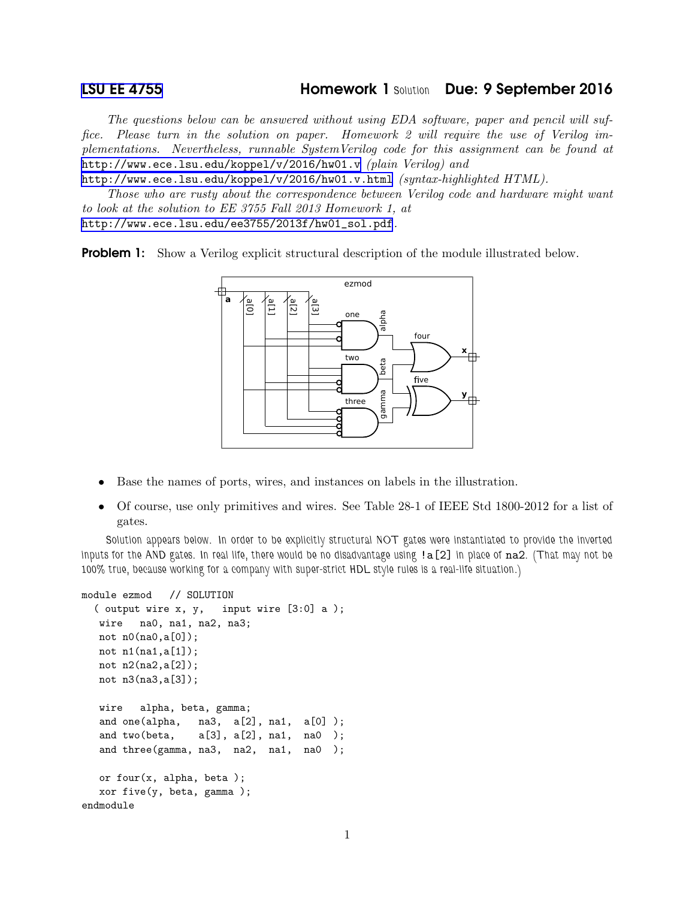# LSU EE 4755 — Homework 1 Solution — Due: 9 September 2016

*The questions below can be answered without using EDA software, paper and pencil will suffice. Please turn in the solution on paper. Homework 2 will require the use of Verilog implementations. Nevertheless, runnable SystemVerilog code for this assignment can be found at* http://www.ece.lsu.edu/koppel/v/2016/hw01.v *(plain Verilog) and* http://www.ece.lsu.edu/koppel/v/2016/hw01.v.html *(syntax-highlighted HTML).*

*Those who are rusty about the correspondence between Verilog code and hardware might want to look at the solution to EE 3755 Fall 2013 Homework 1, at* http://www.ece.lsu.edu/ee3755/2013f/hw01_sol.pdf.

**Problem 1:** Show a Verilog explicit structural description of the module illustrated below.

- Base the names of ports, wires, and instances on labels in the illustration.
- Of course, use only primitives and wires. See Table 28-1 of IEEE Std 1800-2012 for a list of gates.

Solution appears below. In order to be explicitly structural NOT gates were instantiated to provide the inverted inputs for the AND gates. In real life, there would be no disadvantage using `!a[2]` in place of `na2`. (That may not be 100% true, because working for a company with super-strict HDL style rules is a real-life situation.)

```
module ezmod   // SOLUTION
  ( output wire x, y,   input wire [3:0] a );
   wire   na0, na1, na2, na3;
   not n0(na0,a[0]);
   not n1(na1,a[1]);
   not n2(na2,a[2]);
   not n3(na3,a[3]);

   wire   alpha, beta, gamma;
   and one(alpha,   na3,  a[2], na1,  a[0] );
   and two(beta,    a[3], a[2], na1,  na0  );
   and three(gamma, na3,  na2,  na1,  na0  );

   or four(x, alpha, beta );
   xor five(y, beta, gamma );
endmodule
```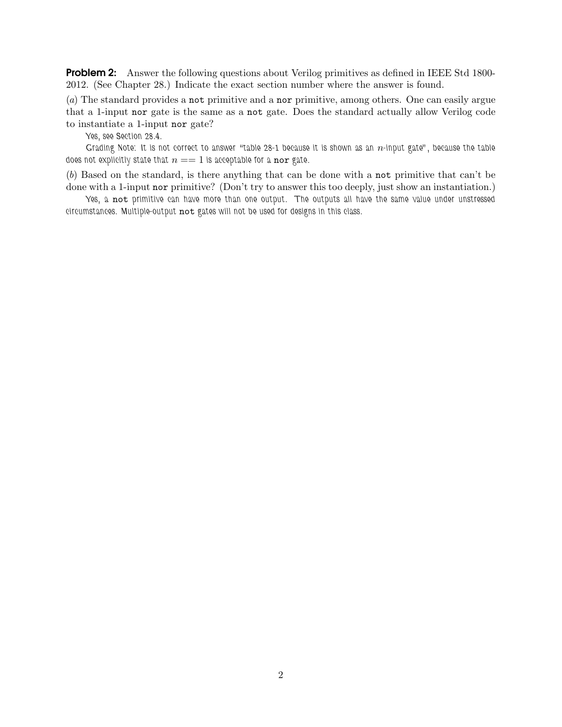**Problem 2:** Answer the following questions about Verilog primitives as defined in IEEE Std 1800-2012. (See Chapter 28.) Indicate the exact section number where the answer is found.

(*a*) The standard provides a `not` primitive and a `nor` primitive, among others. One can easily argue that a 1-input `nor` gate is the same as a `not` gate. Does the standard actually allow Verilog code to instantiate a 1-input `nor` gate?

Yes, see Section 28.4.

Grading Note: It is not correct to answer "table 28-1 because it is shown as an $n$-input gate", because the table does not explicitly state that $n == 1$ is acceptable for a `nor` gate.

(*b*) Based on the standard, is there anything that can be done with a `not` primitive that can't be done with a 1-input `nor` primitive? (Don't try to answer this too deeply, just show an instantiation.)

Yes, a `not` primitive can have more than one output. The outputs all have the same value under unstressed circumstances. Multiple-output `not` gates will not be used for designs in this class.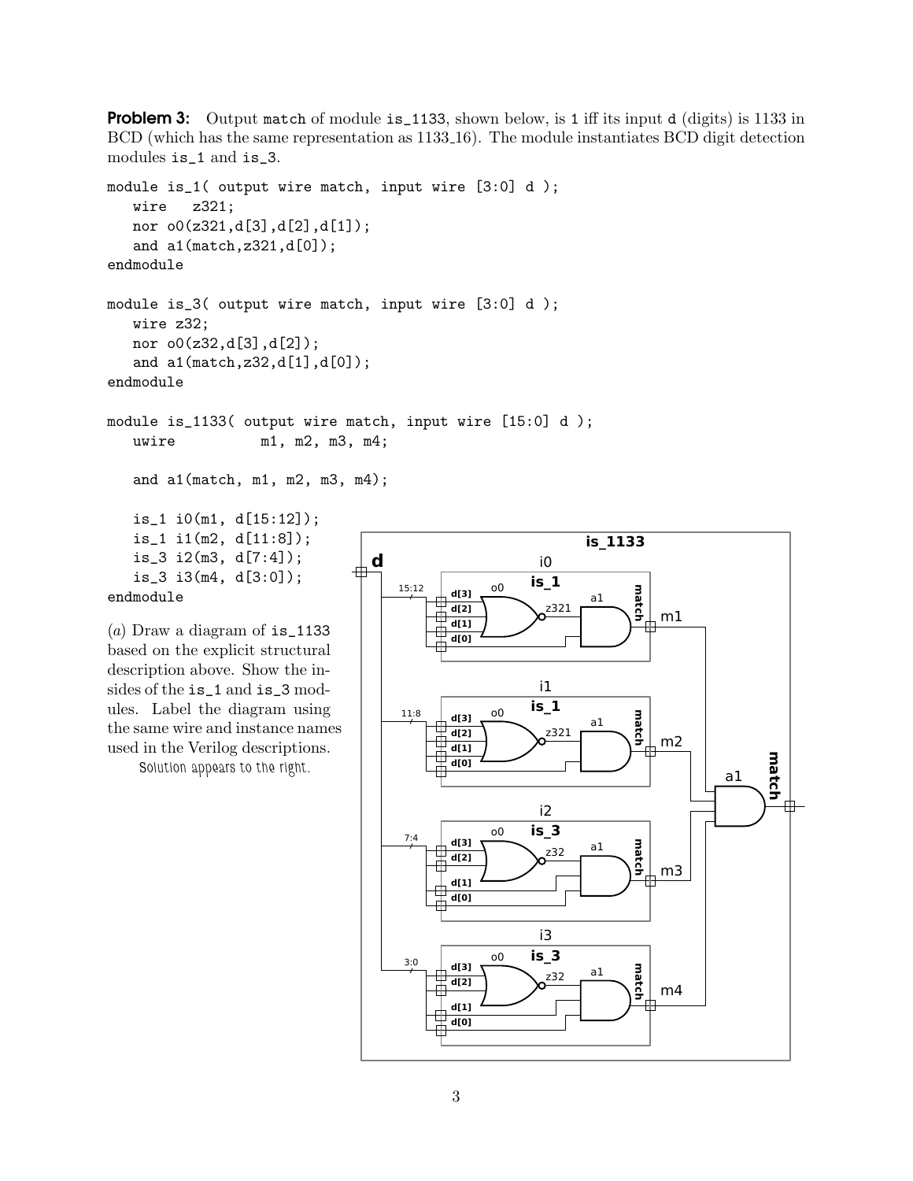**Problem 3:** Output `match` of module `is_1133`, shown below, is 1 iff its input `d` (digits) is 1133 in BCD (which has the same representation as $1133_{16}$). The module instantiates BCD digit detection modules `is_1` and `is_3`.

```
module is_1( output wire match, input wire [3:0] d );
   wire   z321;
   nor o0(z321,d[3],d[2],d[1]);
   and a1(match,z321,d[0]);
endmodule

module is_3( output wire match, input wire [3:0] d );
   wire z32;
   nor o0(z32,d[3],d[2]);
   and a1(match,z32,d[1],d[0]);
endmodule

module is_1133( output wire match, input wire [15:0] d );
   uwire          m1, m2, m3, m4;

   and a1(match, m1, m2, m3, m4);

   is_1 i0(m1, d[15:12]);
   is_1 i1(m2, d[11:8]);
   is_3 i2(m3, d[7:4]);
   is_3 i3(m4, d[3:0]);
endmodule
```

(*a*) Draw a diagram of `is_1133` based on the explicit structural description above. Show the insides of the `is_1` and `is_3` modules. Label the diagram using the same wire and instance names used in the Verilog descriptions.

Solution appears to the right.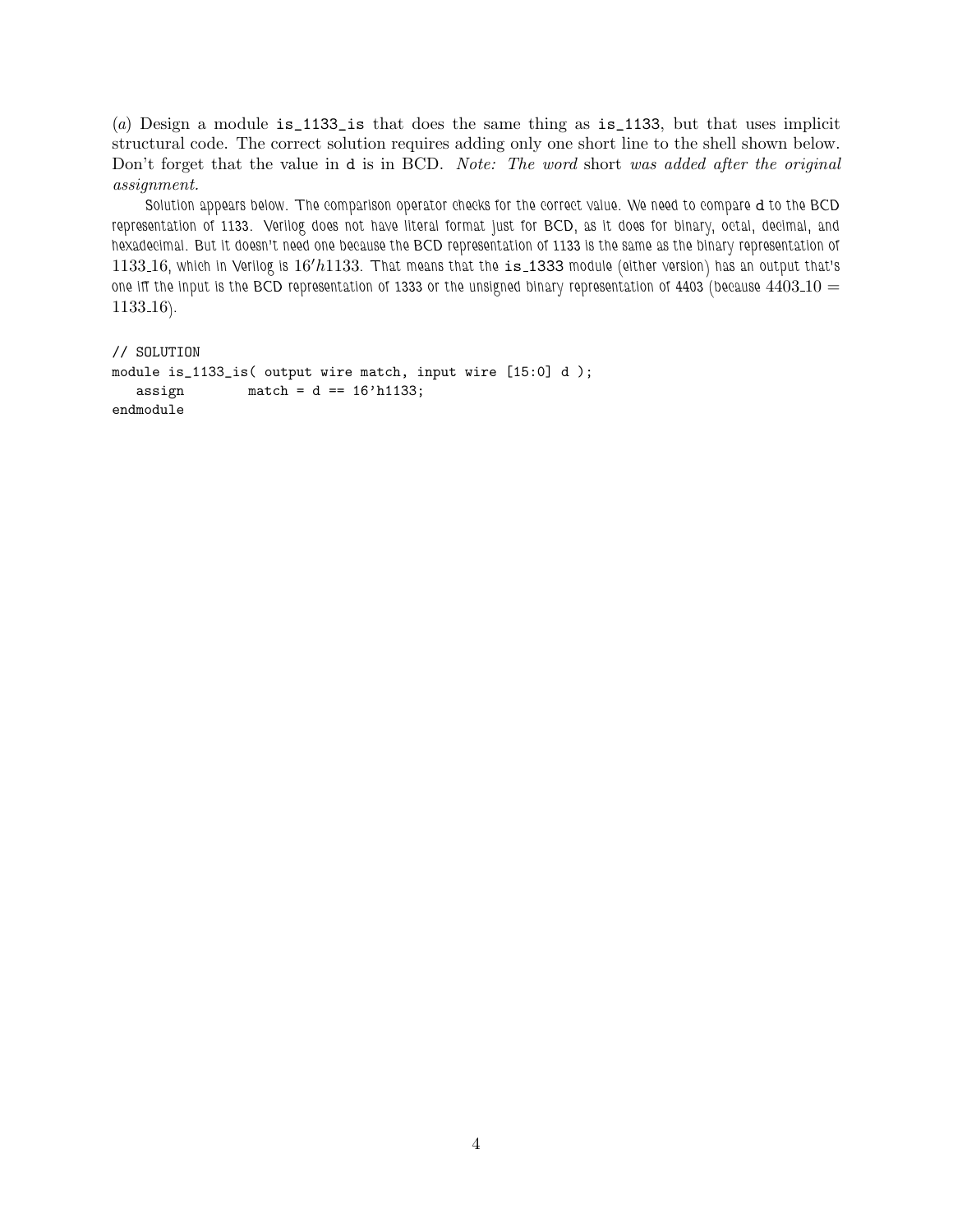(*a*) Design a module `is_1133_is` that does the same thing as `is_1133`, but that uses implicit structural code. The correct solution requires adding only one short line to the shell shown below. Don't forget that the value in `d` is in BCD. *Note: The word* short *was added after the original assignment.*

Solution appears below. The comparison operator checks for the correct value. We need to compare `d` to the BCD representation of 1133. Verilog does not have literal format just for BCD, as it does for binary, octal, decimal, and hexadecimal. But it doesn't need one because the BCD representation of 1133 is the same as the binary representation of $1133\_16$, which in Verilog is $16'h1133$. That means that the `is_1333` module (either version) has an output that's one iff the input is the BCD representation of 1333 or the unsigned binary representation of 4403 (because $4403\_10 = 1133\_16$).

```
// SOLUTION
module is_1133_is( output wire match, input wire [15:0] d );
   assign        match = d == 16'h1133;
endmodule
```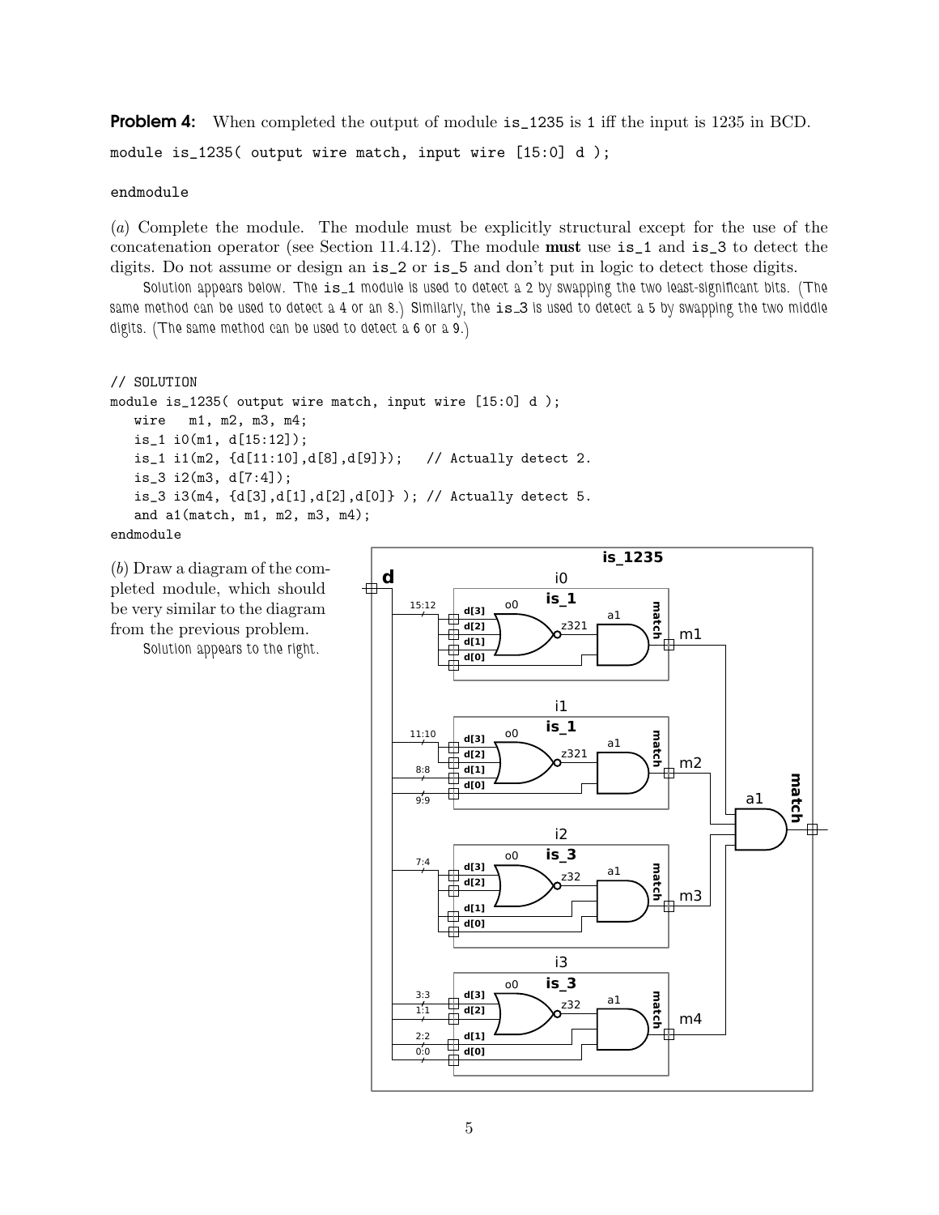**Problem 4:** When completed the output of module `is_1235` is 1 iff the input is 1235 in BCD.

```
module is_1235( output wire match, input wire [15:0] d );

endmodule
```

(*a*) Complete the module. The module must be explicitly structural except for the use of the concatenation operator (see Section 11.4.12). The module **must** use `is_1` and `is_3` to detect the digits. Do not assume or design an `is_2` or `is_5` and don't put in logic to detect those digits.

Solution appears below. The `is_1` module is used to detect a 2 by swapping the two least-significant bits. (The same method can be used to detect a 4 or an 8.) Similarly, the `is_3` is used to detect a 5 by swapping the two middle digits. (The same method can be used to detect a 6 or a 9.)

```
// SOLUTION
module is_1235( output wire match, input wire [15:0] d );
   wire   m1, m2, m3, m4;
   is_1 i0(m1, d[15:12]);
   is_1 i1(m2, {d[11:10],d[8],d[9]});   // Actually detect 2.
   is_3 i2(m3, d[7:4]);
   is_3 i3(m4, {d[3],d[1],d[2],d[0]} ); // Actually detect 5.
   and a1(match, m1, m2, m3, m4);
endmodule
```

(*b*) Draw a diagram of the completed module, which should be very similar to the diagram from the previous problem.

Solution appears to the right.

is_1235
d
i0
is_1
15:12
d[3]
d[2]
d[1]
d[0]
o0
z321
a1
match
m1
i1
is_1
11:10
8:8
9:9
d[3]
d[2]
d[1]
d[0]
o0
z321
a1
match
m2
a1
match
i2
is_3
7:4
d[3]
d[2]
d[1]
d[0]
o0
z32
a1
match
m3
i3
is_3
3:3
1:1
2:2
0:0
d[3]
d[2]
d[1]
d[0]
o0
z32
a1
match
m4